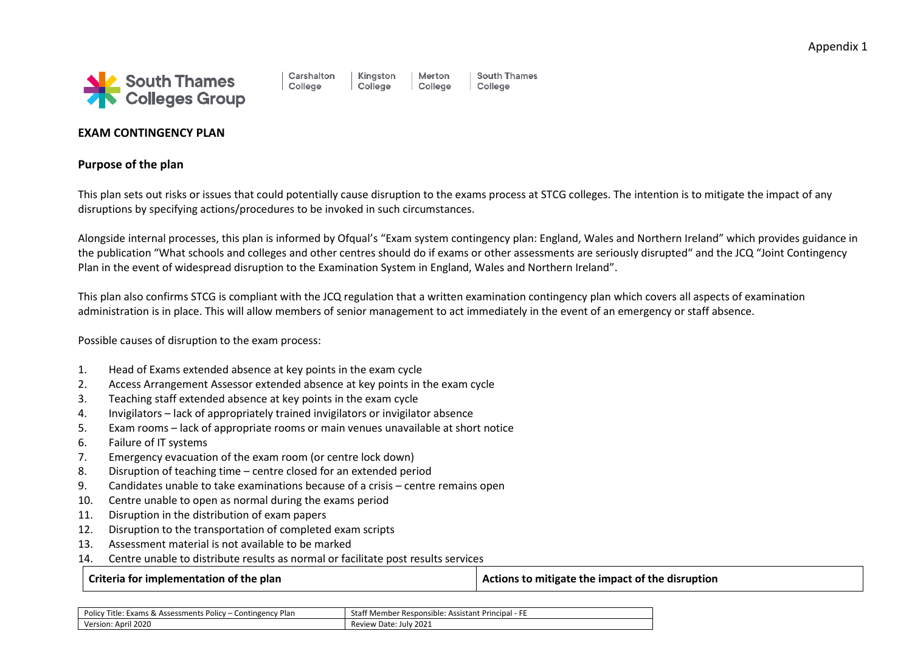Appendix 1

South Thames Colleges Group | Carshalton College | Kingston College | Merton College | South Thames College

## EXAM CONTINGENCY PLAN

### Purpose of the plan

This plan sets out risks or issues that could potentially cause disruption to the exams process at STCG colleges. The intention is to mitigate the impact of any disruptions by specifying actions/procedures to be invoked in such circumstances.

Alongside internal processes, this plan is informed by Ofqual's "Exam system contingency plan: England, Wales and Northern Ireland" which provides guidance in the publication "What schools and colleges and other centres should do if exams or other assessments are seriously disrupted" and the JCQ "Joint Contingency Plan in the event of widespread disruption to the Examination System in England, Wales and Northern Ireland".

This plan also confirms STCG is compliant with the JCQ regulation that a written examination contingency plan which covers all aspects of examination administration is in place. This will allow members of senior management to act immediately in the event of an emergency or staff absence.

Possible causes of disruption to the exam process:

1. Head of Exams extended absence at key points in the exam cycle
2. Access Arrangement Assessor extended absence at key points in the exam cycle
3. Teaching staff extended absence at key points in the exam cycle
4. Invigilators – lack of appropriately trained invigilators or invigilator absence
5. Exam rooms – lack of appropriate rooms or main venues unavailable at short notice
6. Failure of IT systems
7. Emergency evacuation of the exam room (or centre lock down)
8. Disruption of teaching time – centre closed for an extended period
9. Candidates unable to take examinations because of a crisis – centre remains open
10. Centre unable to open as normal during the exams period
11. Disruption in the distribution of exam papers
12. Disruption to the transportation of completed exam scripts
13. Assessment material is not available to be marked
14. Centre unable to distribute results as normal or facilitate post results services

| Criteria for implementation of the plan | Actions to mitigate the impact of the disruption |
|---|---|

| Policy Title: Exams & Assessments Policy – Contingency Plan | Staff Member Responsible: Assistant Principal - FE |
|---|---|
| Version: April 2020 | Review Date: July 2021 |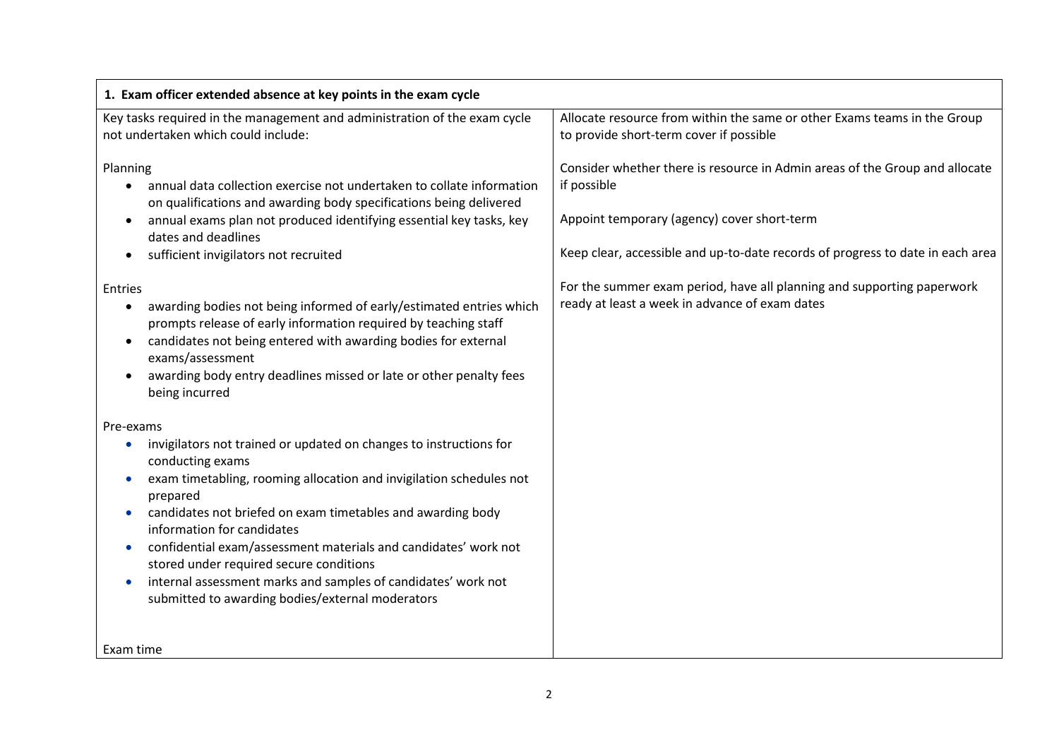| 1. Exam officer extended absence at key points in the exam cycle | |
|---|---|
| Key tasks required in the management and administration of the exam cycle not undertaken which could include:<br><br>Planning<br>• annual data collection exercise not undertaken to collate information on qualifications and awarding body specifications being delivered<br>• annual exams plan not produced identifying essential key tasks, key dates and deadlines<br>• sufficient invigilators not recruited<br><br>Entries<br>• awarding bodies not being informed of early/estimated entries which prompts release of early information required by teaching staff<br>• candidates not being entered with awarding bodies for external exams/assessment<br>• awarding body entry deadlines missed or late or other penalty fees being incurred<br><br>Pre-exams<br>• invigilators not trained or updated on changes to instructions for conducting exams<br>• exam timetabling, rooming allocation and invigilation schedules not prepared<br>• candidates not briefed on exam timetables and awarding body information for candidates<br>• confidential exam/assessment materials and candidates' work not stored under required secure conditions<br>• internal assessment marks and samples of candidates' work not submitted to awarding bodies/external moderators<br><br>Exam time | Allocate resource from within the same or other Exams teams in the Group to provide short-term cover if possible<br><br>Consider whether there is resource in Admin areas of the Group and allocate if possible<br><br>Appoint temporary (agency) cover short-term<br><br>Keep clear, accessible and up-to-date records of progress to date in each area<br><br>For the summer exam period, have all planning and supporting paperwork ready at least a week in advance of exam dates |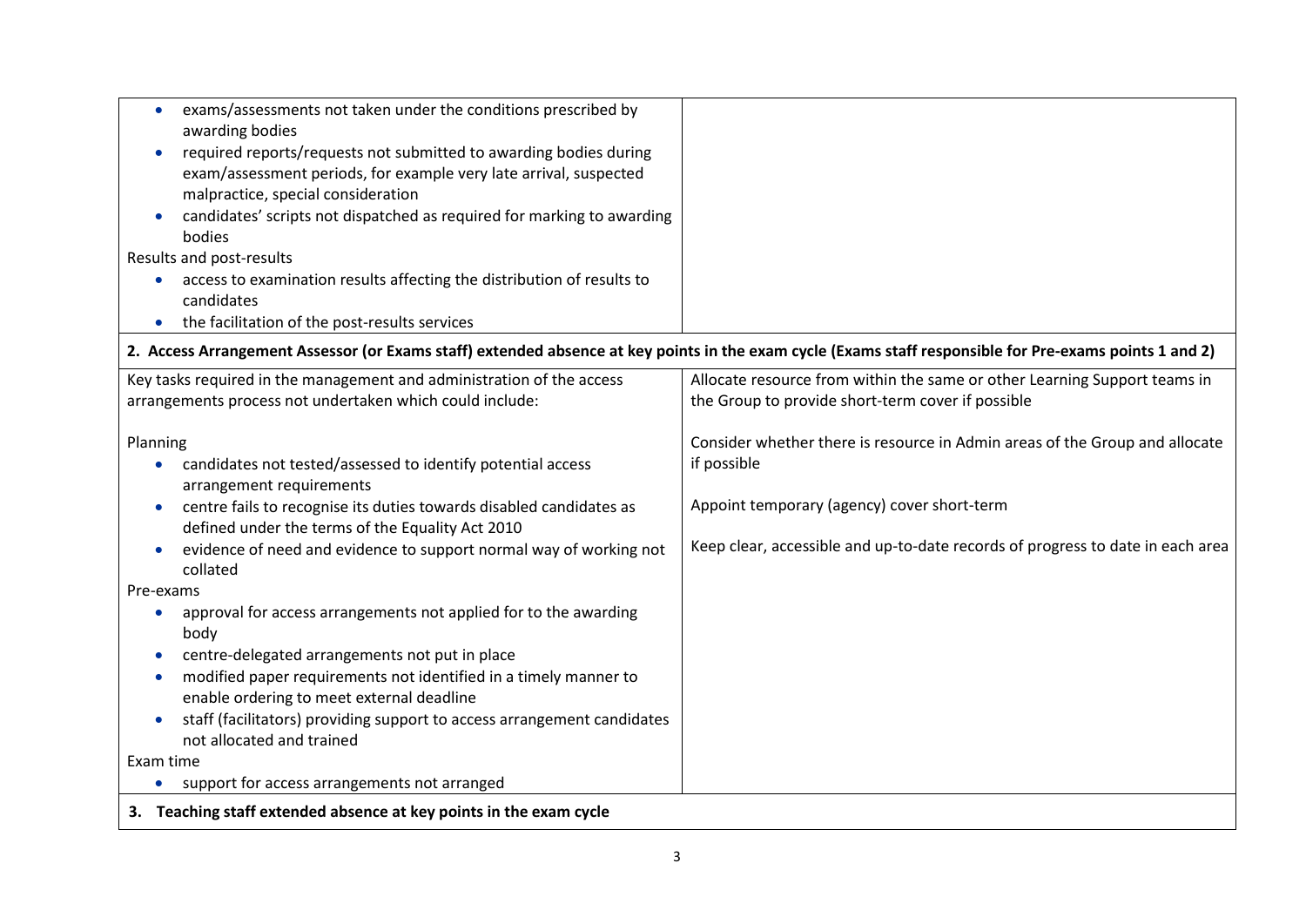| | |
|---|---|
| • exams/assessments not taken under the conditions prescribed by awarding bodies<br>• required reports/requests not submitted to awarding bodies during exam/assessment periods, for example very late arrival, suspected malpractice, special consideration<br>• candidates' scripts not dispatched as required for marking to awarding bodies<br>Results and post-results<br>• access to examination results affecting the distribution of results to candidates<br>• the facilitation of the post-results services | |
| **2. Access Arrangement Assessor (or Exams staff) extended absence at key points in the exam cycle (Exams staff responsible for Pre-exams points 1 and 2)** | |
| Key tasks required in the management and administration of the access arrangements process not undertaken which could include:<br><br>Planning<br>• candidates not tested/assessed to identify potential access arrangement requirements<br>• centre fails to recognise its duties towards disabled candidates as defined under the terms of the Equality Act 2010<br>• evidence of need and evidence to support normal way of working not collated<br>Pre-exams<br>• approval for access arrangements not applied for to the awarding body<br>• centre-delegated arrangements not put in place<br>• modified paper requirements not identified in a timely manner to enable ordering to meet external deadline<br>• staff (facilitators) providing support to access arrangement candidates not allocated and trained<br>Exam time<br>• support for access arrangements not arranged | Allocate resource from within the same or other Learning Support teams in the Group to provide short-term cover if possible<br><br>Consider whether there is resource in Admin areas of the Group and allocate if possible<br><br>Appoint temporary (agency) cover short-term<br><br>Keep clear, accessible and up-to-date records of progress to date in each area |
| **3. Teaching staff extended absence at key points in the exam cycle** | |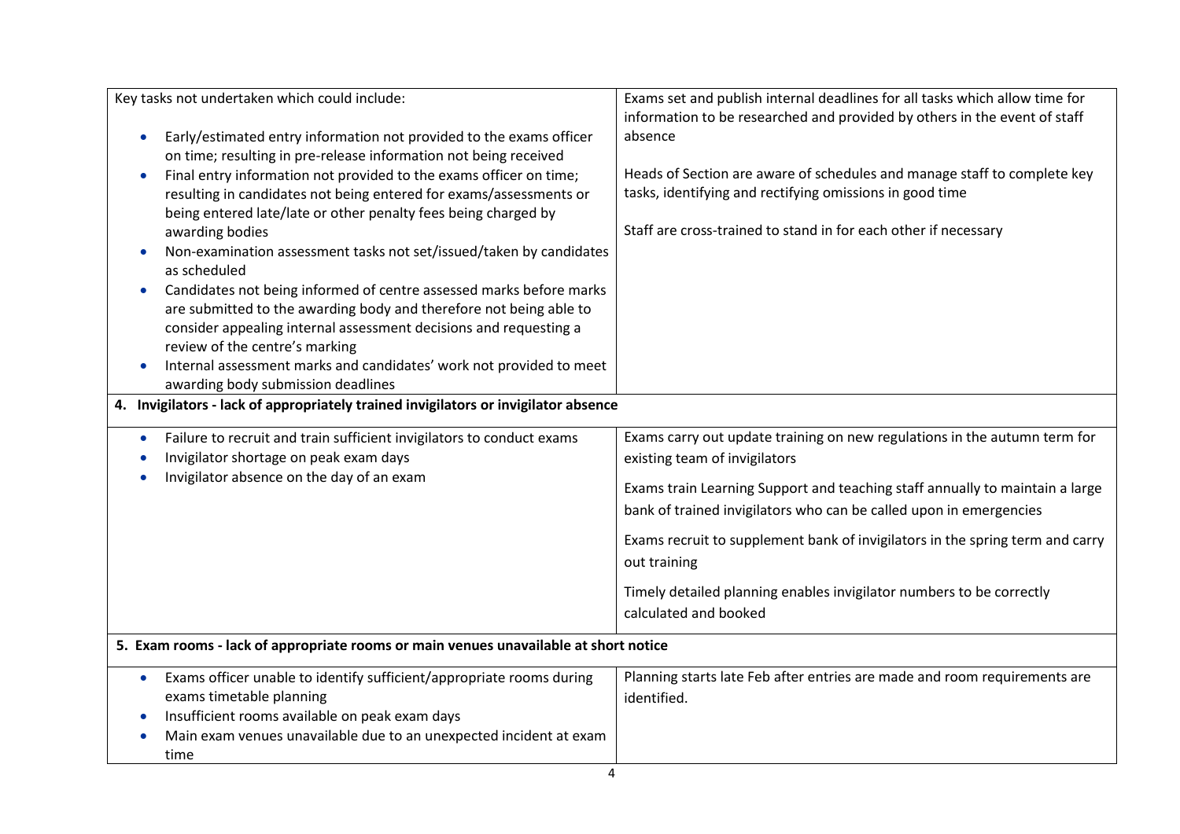| | |
|---|---|
| Key tasks not undertaken which could include:<br><br>• Early/estimated entry information not provided to the exams officer on time; resulting in pre-release information not being received<br>• Final entry information not provided to the exams officer on time; resulting in candidates not being entered for exams/assessments or being entered late/late or other penalty fees being charged by awarding bodies<br>• Non-examination assessment tasks not set/issued/taken by candidates as scheduled<br>• Candidates not being informed of centre assessed marks before marks are submitted to the awarding body and therefore not being able to consider appealing internal assessment decisions and requesting a review of the centre's marking<br>• Internal assessment marks and candidates' work not provided to meet awarding body submission deadlines | Exams set and publish internal deadlines for all tasks which allow time for information to be researched and provided by others in the event of staff absence<br><br>Heads of Section are aware of schedules and manage staff to complete key tasks, identifying and rectifying omissions in good time<br><br>Staff are cross-trained to stand in for each other if necessary |
| **4. Invigilators - lack of appropriately trained invigilators or invigilator absence** | |
| • Failure to recruit and train sufficient invigilators to conduct exams<br>• Invigilator shortage on peak exam days<br>• Invigilator absence on the day of an exam | Exams carry out update training on new regulations in the autumn term for existing team of invigilators<br><br>Exams train Learning Support and teaching staff annually to maintain a large bank of trained invigilators who can be called upon in emergencies<br><br>Exams recruit to supplement bank of invigilators in the spring term and carry out training<br><br>Timely detailed planning enables invigilator numbers to be correctly calculated and booked |
| **5. Exam rooms - lack of appropriate rooms or main venues unavailable at short notice** | |
| • Exams officer unable to identify sufficient/appropriate rooms during exams timetable planning<br>• Insufficient rooms available on peak exam days<br>• Main exam venues unavailable due to an unexpected incident at exam time | Planning starts late Feb after entries are made and room requirements are identified. |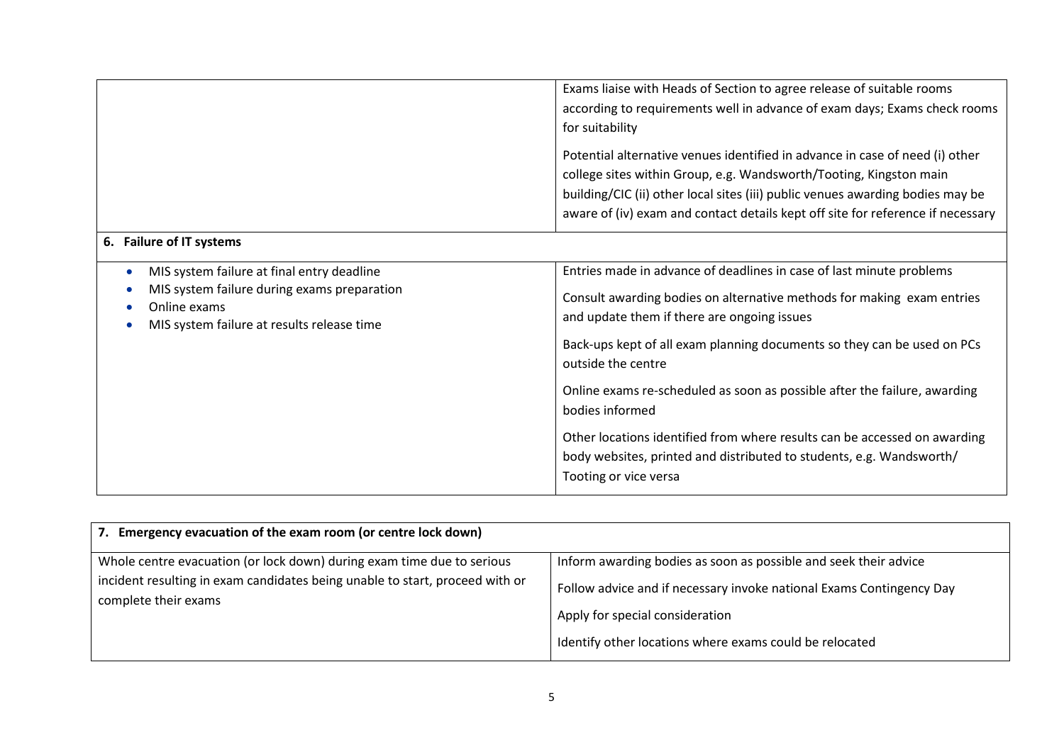| | |
|---|---|
| | Exams liaise with Heads of Section to agree release of suitable rooms according to requirements well in advance of exam days; Exams check rooms for suitability<br><br>Potential alternative venues identified in advance in case of need (i) other college sites within Group, e.g. Wandsworth/Tooting, Kingston main building/CIC (ii) other local sites (iii) public venues awarding bodies may be aware of (iv) exam and contact details kept off site for reference if necessary |
| **6. Failure of IT systems** | |
| • MIS system failure at final entry deadline<br>• MIS system failure during exams preparation<br>• Online exams<br>• MIS system failure at results release time | Entries made in advance of deadlines in case of last minute problems<br><br>Consult awarding bodies on alternative methods for making exam entries and update them if there are ongoing issues<br><br>Back-ups kept of all exam planning documents so they can be used on PCs outside the centre<br><br>Online exams re-scheduled as soon as possible after the failure, awarding bodies informed<br><br>Other locations identified from where results can be accessed on awarding body websites, printed and distributed to students, e.g. Wandsworth/ Tooting or vice versa |

| **7. Emergency evacuation of the exam room (or centre lock down)** | |
|---|---|
| Whole centre evacuation (or lock down) during exam time due to serious incident resulting in exam candidates being unable to start, proceed with or complete their exams | Inform awarding bodies as soon as possible and seek their advice<br><br>Follow advice and if necessary invoke national Exams Contingency Day<br><br>Apply for special consideration<br><br>Identify other locations where exams could be relocated |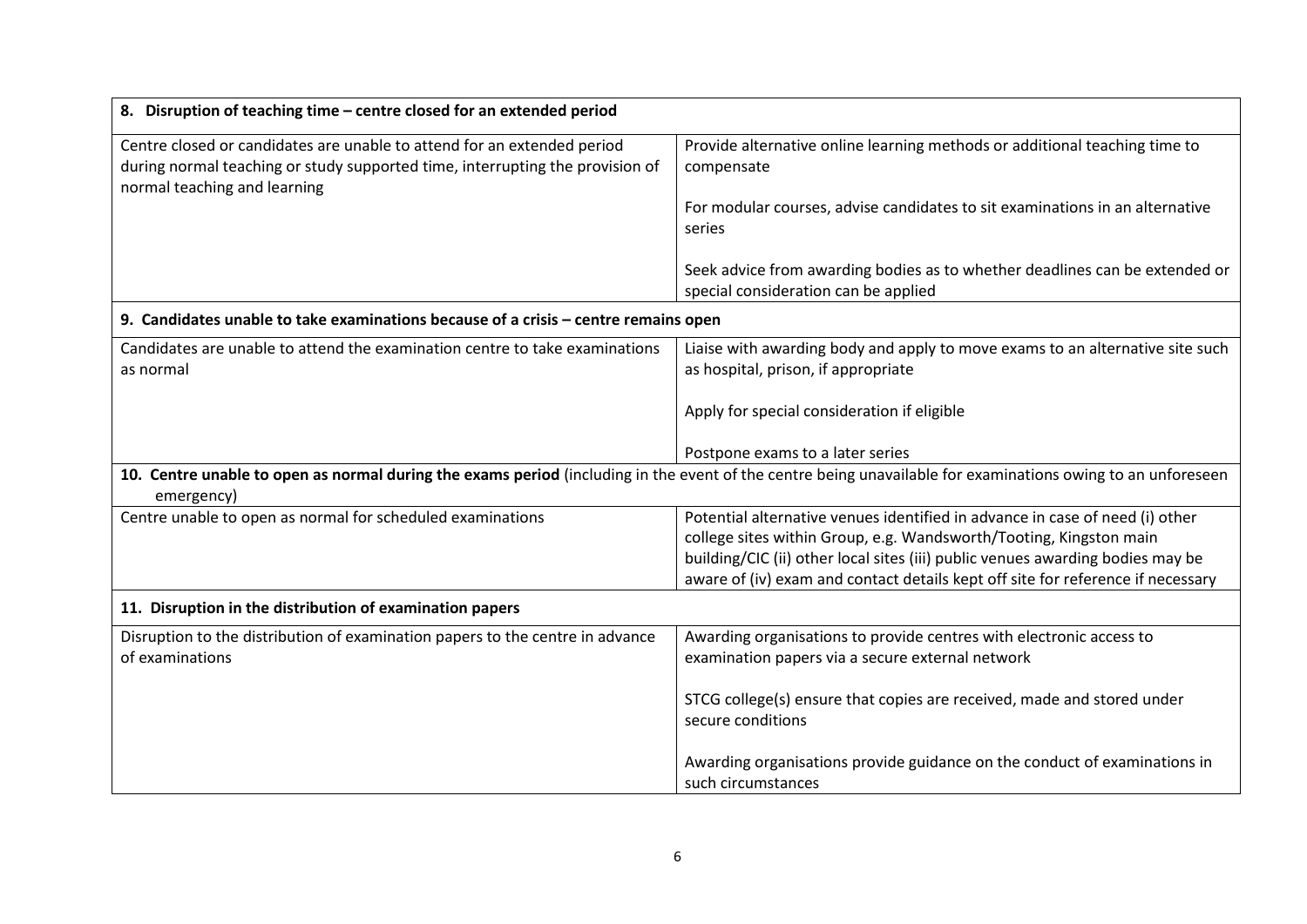| **8. Disruption of teaching time – centre closed for an extended period** | |
|---|---|
| Centre closed or candidates are unable to attend for an extended period during normal teaching or study supported time, interrupting the provision of normal teaching and learning | Provide alternative online learning methods or additional teaching time to compensate<br><br>For modular courses, advise candidates to sit examinations in an alternative series<br><br>Seek advice from awarding bodies as to whether deadlines can be extended or special consideration can be applied |
| **9. Candidates unable to take examinations because of a crisis – centre remains open** | |
| Candidates are unable to attend the examination centre to take examinations as normal | Liaise with awarding body and apply to move exams to an alternative site such as hospital, prison, if appropriate<br><br>Apply for special consideration if eligible<br><br>Postpone exams to a later series |
| **10. Centre unable to open as normal during the exams period** (including in the event of the centre being unavailable for examinations owing to an unforeseen emergency) | |
| Centre unable to open as normal for scheduled examinations | Potential alternative venues identified in advance in case of need (i) other college sites within Group, e.g. Wandsworth/Tooting, Kingston main building/CIC (ii) other local sites (iii) public venues awarding bodies may be aware of (iv) exam and contact details kept off site for reference if necessary |
| **11. Disruption in the distribution of examination papers** | |
| Disruption to the distribution of examination papers to the centre in advance of examinations | Awarding organisations to provide centres with electronic access to examination papers via a secure external network<br><br>STCG college(s) ensure that copies are received, made and stored under secure conditions<br><br>Awarding organisations provide guidance on the conduct of examinations in such circumstances |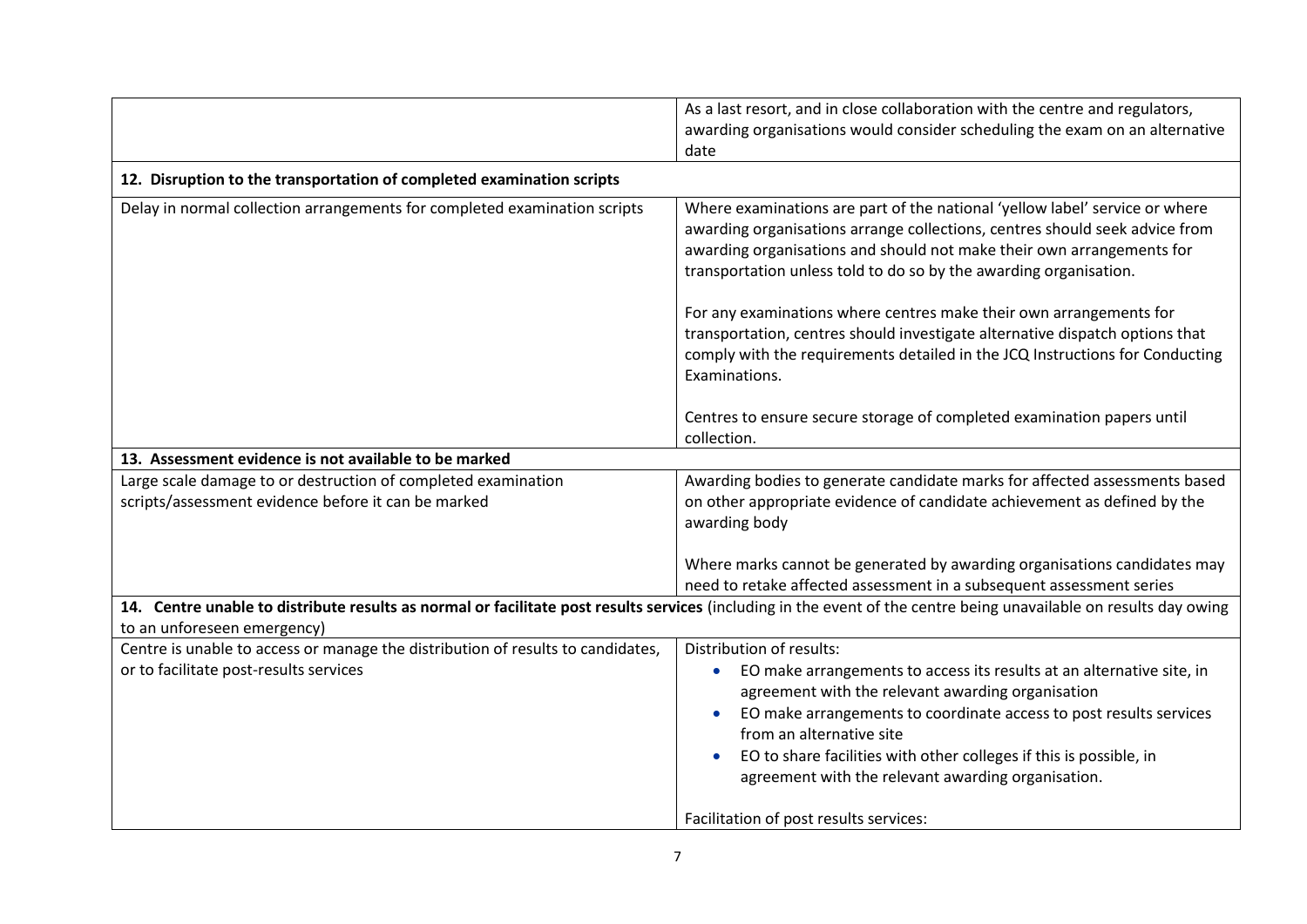| | |
|---|---|
| | As a last resort, and in close collaboration with the centre and regulators, awarding organisations would consider scheduling the exam on an alternative date |
| **12. Disruption to the transportation of completed examination scripts** | |
| Delay in normal collection arrangements for completed examination scripts | Where examinations are part of the national 'yellow label' service or where awarding organisations arrange collections, centres should seek advice from awarding organisations and should not make their own arrangements for transportation unless told to do so by the awarding organisation.<br><br>For any examinations where centres make their own arrangements for transportation, centres should investigate alternative dispatch options that comply with the requirements detailed in the JCQ Instructions for Conducting Examinations.<br><br>Centres to ensure secure storage of completed examination papers until collection. |
| **13. Assessment evidence is not available to be marked** | |
| Large scale damage to or destruction of completed examination scripts/assessment evidence before it can be marked | Awarding bodies to generate candidate marks for affected assessments based on other appropriate evidence of candidate achievement as defined by the awarding body<br><br>Where marks cannot be generated by awarding organisations candidates may need to retake affected assessment in a subsequent assessment series |
| **14. Centre unable to distribute results as normal or facilitate post results services** (including in the event of the centre being unavailable on results day owing to an unforeseen emergency) | |
| Centre is unable to access or manage the distribution of results to candidates, or to facilitate post-results services | Distribution of results:<br>• EO make arrangements to access its results at an alternative site, in agreement with the relevant awarding organisation<br>• EO make arrangements to coordinate access to post results services from an alternative site<br>• EO to share facilities with other colleges if this is possible, in agreement with the relevant awarding organisation.<br><br>Facilitation of post results services: |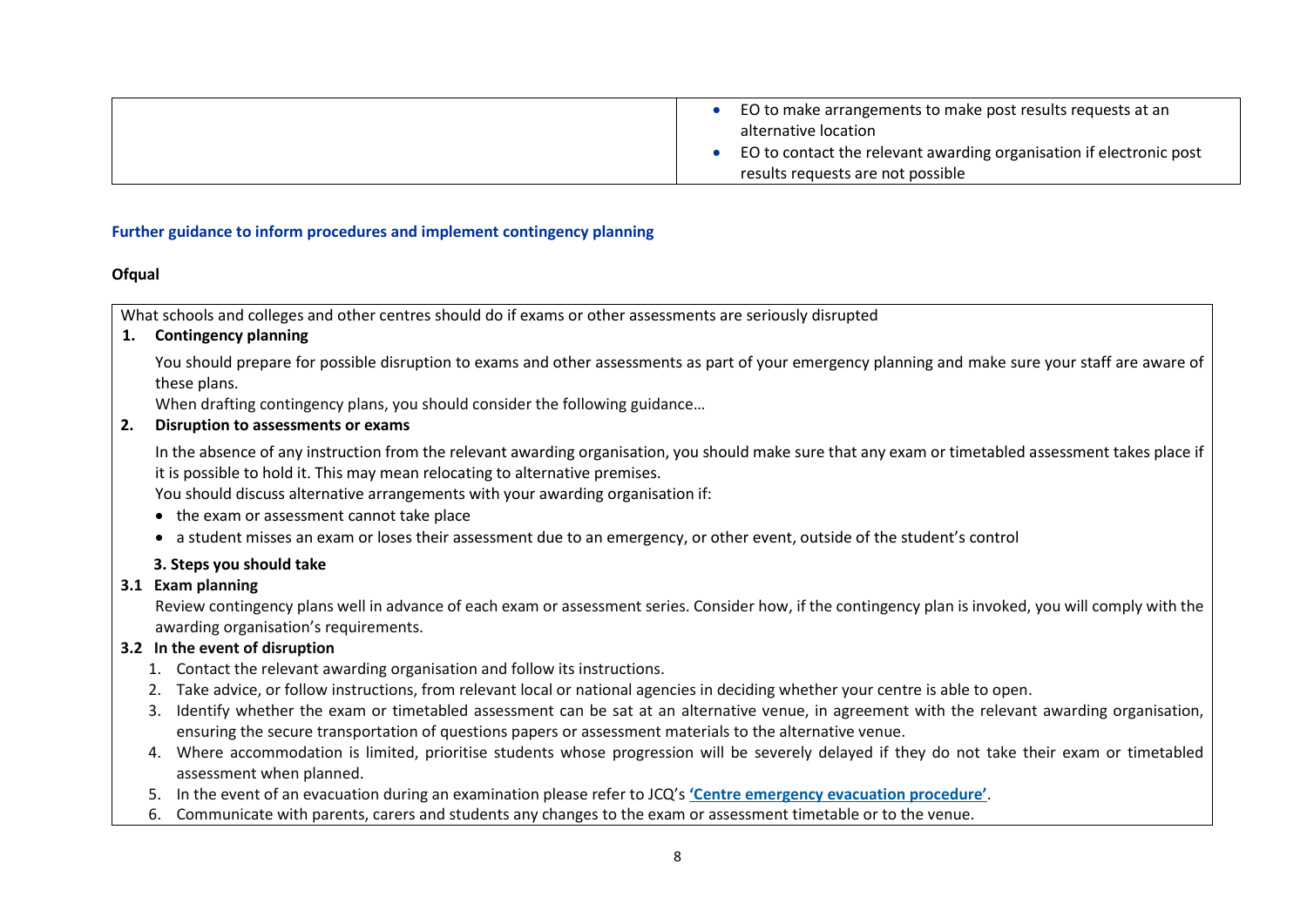| | |
|---|---|
| | • EO to make arrangements to make post results requests at an alternative location<br>• EO to contact the relevant awarding organisation if electronic post results requests are not possible |

## Further guidance to inform procedures and implement contingency planning

**Ofqual**

What schools and colleges and other centres should do if exams or other assessments are seriously disrupted

**1. Contingency planning**

You should prepare for possible disruption to exams and other assessments as part of your emergency planning and make sure your staff are aware of these plans.

When drafting contingency plans, you should consider the following guidance…

**2. Disruption to assessments or exams**

In the absence of any instruction from the relevant awarding organisation, you should make sure that any exam or timetabled assessment takes place if it is possible to hold it. This may mean relocating to alternative premises.

You should discuss alternative arrangements with your awarding organisation if:

- the exam or assessment cannot take place
- a student misses an exam or loses their assessment due to an emergency, or other event, outside of the student's control

**3. Steps you should take**

**3.1 Exam planning**

Review contingency plans well in advance of each exam or assessment series. Consider how, if the contingency plan is invoked, you will comply with the awarding organisation's requirements.

**3.2 In the event of disruption**

1. Contact the relevant awarding organisation and follow its instructions.
2. Take advice, or follow instructions, from relevant local or national agencies in deciding whether your centre is able to open.
3. Identify whether the exam or timetabled assessment can be sat at an alternative venue, in agreement with the relevant awarding organisation, ensuring the secure transportation of questions papers or assessment materials to the alternative venue.
4. Where accommodation is limited, prioritise students whose progression will be severely delayed if they do not take their exam or timetabled assessment when planned.
5. In the event of an evacuation during an examination please refer to JCQ's **'Centre emergency evacuation procedure'**.
6. Communicate with parents, carers and students any changes to the exam or assessment timetable or to the venue.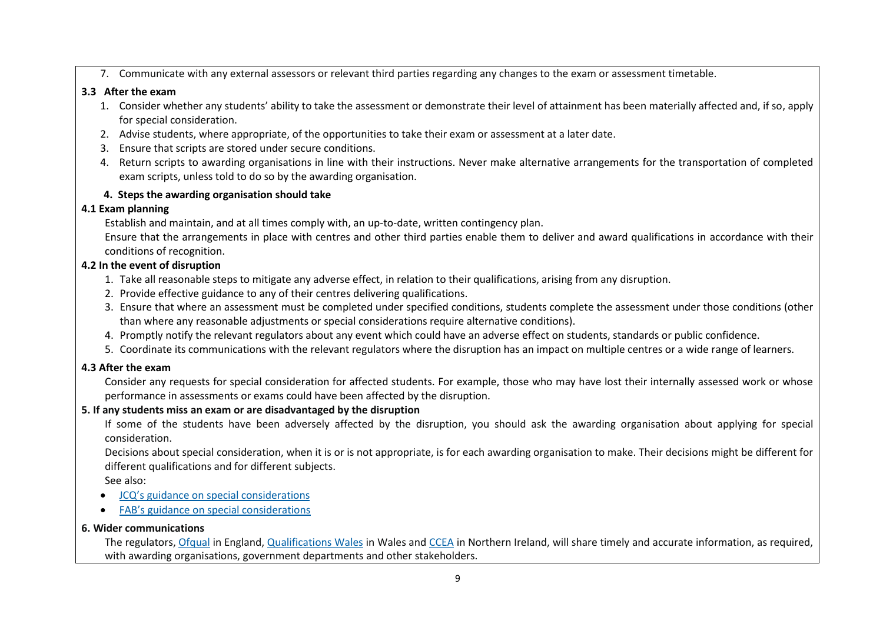7. Communicate with any external assessors or relevant third parties regarding any changes to the exam or assessment timetable.

### 3.3 After the exam

1. Consider whether any students' ability to take the assessment or demonstrate their level of attainment has been materially affected and, if so, apply for special consideration.
2. Advise students, where appropriate, of the opportunities to take their exam or assessment at a later date.
3. Ensure that scripts are stored under secure conditions.
4. Return scripts to awarding organisations in line with their instructions. Never make alternative arrangements for the transportation of completed exam scripts, unless told to do so by the awarding organisation.

## 4. Steps the awarding organisation should take

### 4.1 Exam planning

Establish and maintain, and at all times comply with, an up-to-date, written contingency plan.

Ensure that the arrangements in place with centres and other third parties enable them to deliver and award qualifications in accordance with their conditions of recognition.

### 4.2 In the event of disruption

1. Take all reasonable steps to mitigate any adverse effect, in relation to their qualifications, arising from any disruption.
2. Provide effective guidance to any of their centres delivering qualifications.
3. Ensure that where an assessment must be completed under specified conditions, students complete the assessment under those conditions (other than where any reasonable adjustments or special considerations require alternative conditions).
4. Promptly notify the relevant regulators about any event which could have an adverse effect on students, standards or public confidence.
5. Coordinate its communications with the relevant regulators where the disruption has an impact on multiple centres or a wide range of learners.

### 4.3 After the exam

Consider any requests for special consideration for affected students. For example, those who may have lost their internally assessed work or whose performance in assessments or exams could have been affected by the disruption.

## 5. If any students miss an exam or are disadvantaged by the disruption

If some of the students have been adversely affected by the disruption, you should ask the awarding organisation about applying for special consideration.

Decisions about special consideration, when it is or is not appropriate, is for each awarding organisation to make. Their decisions might be different for different qualifications and for different subjects.

See also:

- JCQ's guidance on special considerations
- FAB's guidance on special considerations

## 6. Wider communications

The regulators, Ofqual in England, Qualifications Wales in Wales and CCEA in Northern Ireland, will share timely and accurate information, as required, with awarding organisations, government departments and other stakeholders.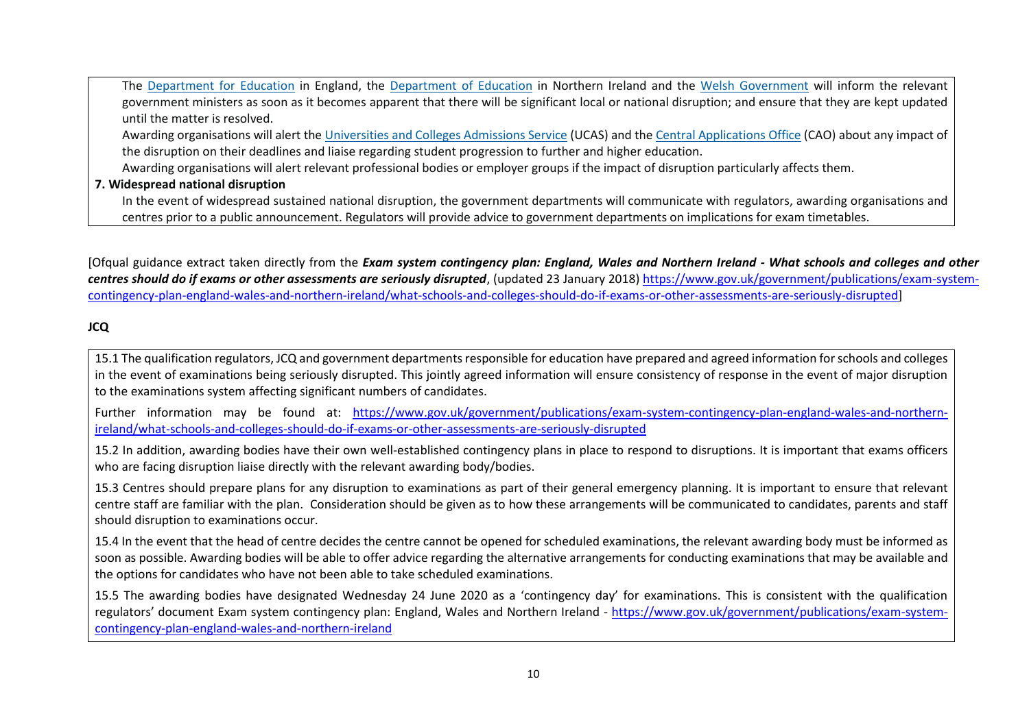The [Department for Education](#) in England, the [Department of Education](#) in Northern Ireland and the [Welsh Government](#) will inform the relevant government ministers as soon as it becomes apparent that there will be significant local or national disruption; and ensure that they are kept updated until the matter is resolved.

Awarding organisations will alert the [Universities and Colleges Admissions Service](#) (UCAS) and the [Central Applications Office](#) (CAO) about any impact of the disruption on their deadlines and liaise regarding student progression to further and higher education.

Awarding organisations will alert relevant professional bodies or employer groups if the impact of disruption particularly affects them.

**7. Widespread national disruption**

In the event of widespread sustained national disruption, the government departments will communicate with regulators, awarding organisations and centres prior to a public announcement. Regulators will provide advice to government departments on implications for exam timetables.

[Ofqual guidance extract taken directly from the ***Exam system contingency plan: England, Wales and Northern Ireland - What schools and colleges and other centres should do if exams or other assessments are seriously disrupted***, (updated 23 January 2018) https://www.gov.uk/government/publications/exam-system-contingency-plan-england-wales-and-northern-ireland/what-schools-and-colleges-should-do-if-exams-or-other-assessments-are-seriously-disrupted]

**JCQ**

15.1 The qualification regulators, JCQ and government departments responsible for education have prepared and agreed information for schools and colleges in the event of examinations being seriously disrupted. This jointly agreed information will ensure consistency of response in the event of major disruption to the examinations system affecting significant numbers of candidates.

Further information may be found at: https://www.gov.uk/government/publications/exam-system-contingency-plan-england-wales-and-northern-ireland/what-schools-and-colleges-should-do-if-exams-or-other-assessments-are-seriously-disrupted

15.2 In addition, awarding bodies have their own well-established contingency plans in place to respond to disruptions. It is important that exams officers who are facing disruption liaise directly with the relevant awarding body/bodies.

15.3 Centres should prepare plans for any disruption to examinations as part of their general emergency planning. It is important to ensure that relevant centre staff are familiar with the plan. Consideration should be given as to how these arrangements will be communicated to candidates, parents and staff should disruption to examinations occur.

15.4 In the event that the head of centre decides the centre cannot be opened for scheduled examinations, the relevant awarding body must be informed as soon as possible. Awarding bodies will be able to offer advice regarding the alternative arrangements for conducting examinations that may be available and the options for candidates who have not been able to take scheduled examinations.

15.5 The awarding bodies have designated Wednesday 24 June 2020 as a 'contingency day' for examinations. This is consistent with the qualification regulators' document Exam system contingency plan: England, Wales and Northern Ireland - https://www.gov.uk/government/publications/exam-system-contingency-plan-england-wales-and-northern-ireland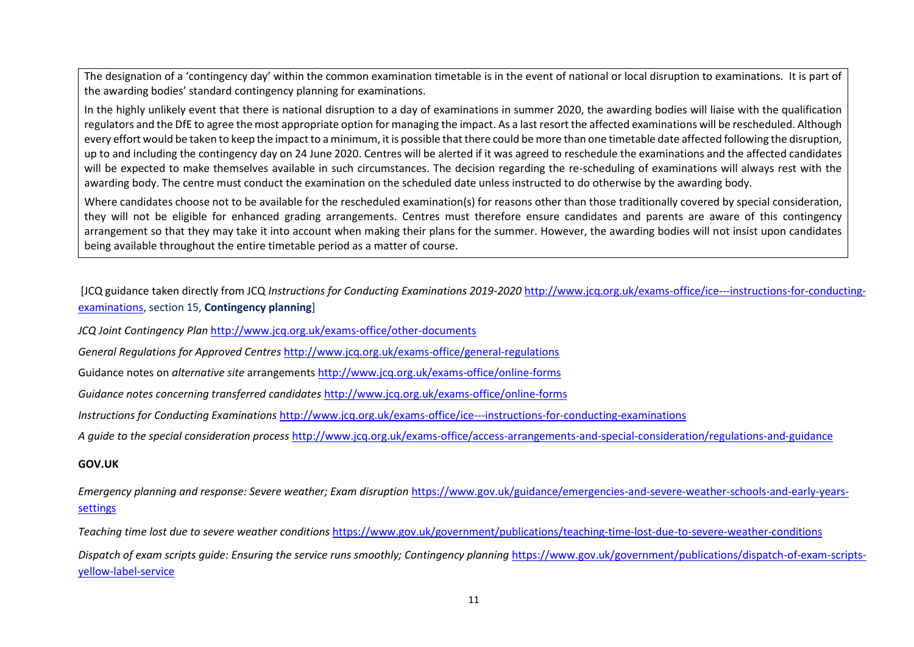| The designation of a 'contingency day' within the common examination timetable is in the event of national or local disruption to examinations. It is part of the awarding bodies' standard contingency planning for examinations.<br><br>In the highly unlikely event that there is national disruption to a day of examinations in summer 2020, the awarding bodies will liaise with the qualification regulators and the DfE to agree the most appropriate option for managing the impact. As a last resort the affected examinations will be rescheduled. Although every effort would be taken to keep the impact to a minimum, it is possible that there could be more than one timetable date affected following the disruption, up to and including the contingency day on 24 June 2020. Centres will be alerted if it was agreed to reschedule the examinations and the affected candidates will be expected to make themselves available in such circumstances. The decision regarding the re-scheduling of examinations will always rest with the awarding body. The centre must conduct the examination on the scheduled date unless instructed to do otherwise by the awarding body.<br><br>Where candidates choose not to be available for the rescheduled examination(s) for reasons other than those traditionally covered by special consideration, they will not be eligible for enhanced grading arrangements. Centres must therefore ensure candidates and parents are aware of this contingency arrangement so that they may take it into account when making their plans for the summer. However, the awarding bodies will not insist upon candidates being available throughout the entire timetable period as a matter of course. |
|---|

[JCQ guidance taken directly from JCQ *Instructions for Conducting Examinations 2019-2020* http://www.jcq.org.uk/exams-office/ice---instructions-for-conducting-examinations, section 15, **Contingency planning**]

*JCQ Joint Contingency Plan* http://www.jcq.org.uk/exams-office/other-documents

*General Regulations for Approved Centres* http://www.jcq.org.uk/exams-office/general-regulations

Guidance notes on *alternative site* arrangements http://www.jcq.org.uk/exams-office/online-forms

*Guidance notes concerning transferred candidates* http://www.jcq.org.uk/exams-office/online-forms

*Instructions for Conducting Examinations* http://www.jcq.org.uk/exams-office/ice---instructions-for-conducting-examinations

*A guide to the special consideration process* http://www.jcq.org.uk/exams-office/access-arrangements-and-special-consideration/regulations-and-guidance

**GOV.UK**

*Emergency planning and response: Severe weather; Exam disruption* https://www.gov.uk/guidance/emergencies-and-severe-weather-schools-and-early-years-settings

*Teaching time lost due to severe weather conditions* https://www.gov.uk/government/publications/teaching-time-lost-due-to-severe-weather-conditions

*Dispatch of exam scripts guide: Ensuring the service runs smoothly; Contingency planning* https://www.gov.uk/government/publications/dispatch-of-exam-scripts-yellow-label-service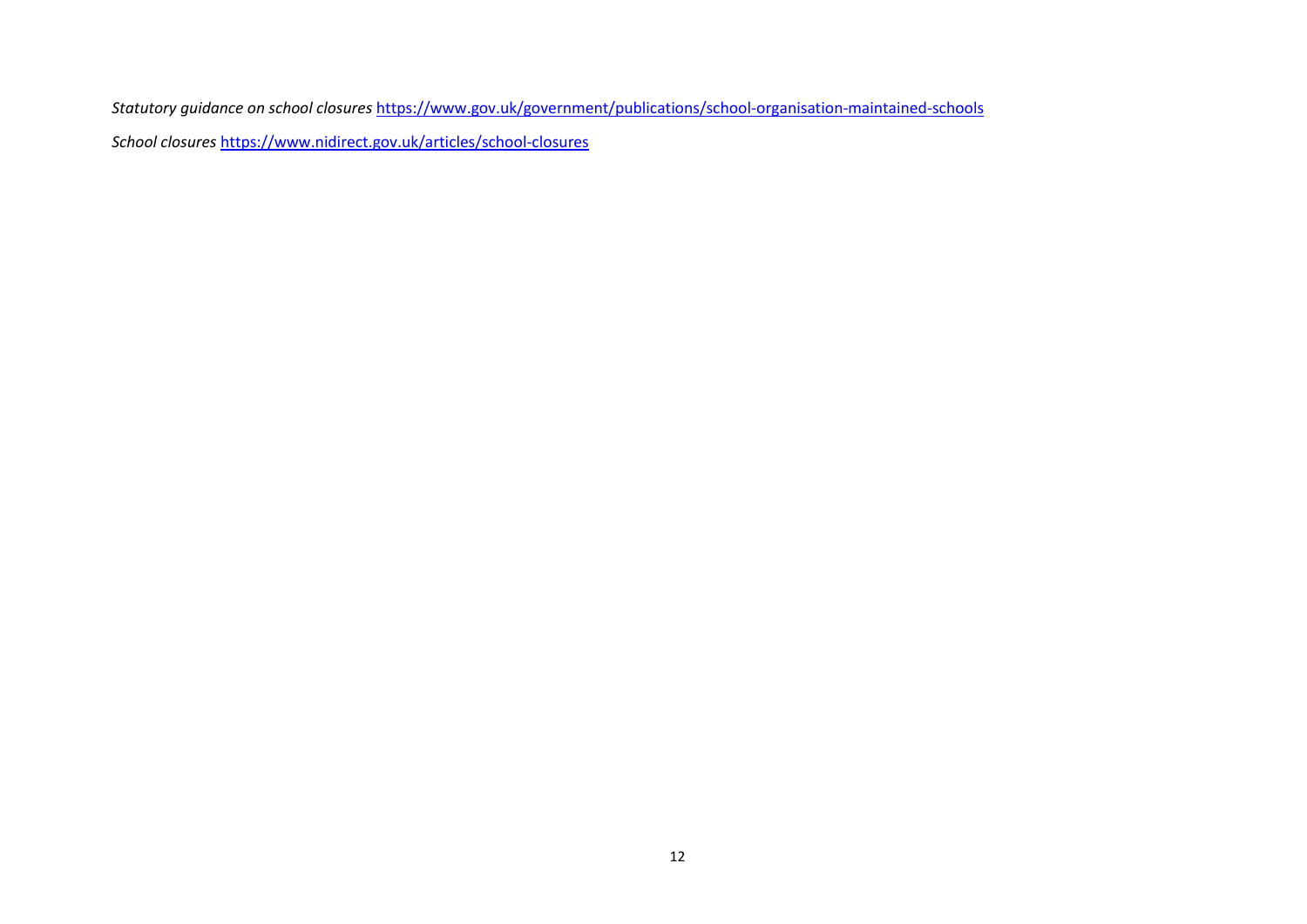*Statutory guidance on school closures* https://www.gov.uk/government/publications/school-organisation-maintained-schools

*School closures* https://www.nidirect.gov.uk/articles/school-closures